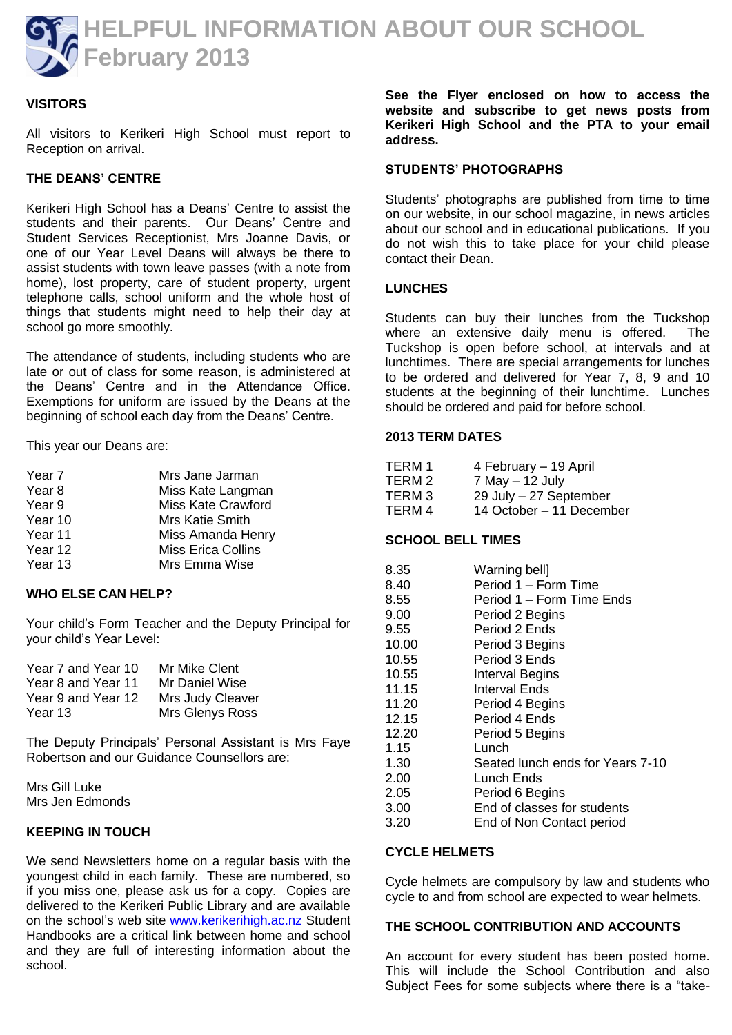# HELPFUL INFORMATION ABOUT OUR SCHOOL February 2013

## VISITORS

All visitors to Kerikeri High School must report to Reception on arrival.

## THE DEANS' CENTRE

Kerikeri High School has a Deans' Centre to assist the students and their parents. Our Deans' Centre and Student Services Receptionist, Mrs Joanne Davis, or one of our Year Level Deans will always be there to assist students with town leave passes (with a note from home), lost property, care of student property, urgent telephone calls, school uniform and the whole host of things that students might need to help their day at school go more smoothly.

The attendance of students, including students who are late or out of class for some reason, is administered at the Deans' Centre and in the Attendance Office. Exemptions for uniform are issued by the Deans at the beginning of school each day from the Deans' Centre.

This year our Deans are:

| | |
|---|---|
| Year 7 | Mrs Jane Jarman |
| Year 8 | Miss Kate Langman |
| Year 9 | Miss Kate Crawford |
| Year 10 | Mrs Katie Smith |
| Year 11 | Miss Amanda Henry |
| Year 12 | Miss Erica Collins |
| Year 13 | Mrs Emma Wise |

## WHO ELSE CAN HELP?

Your child's Form Teacher and the Deputy Principal for your child's Year Level:

| | |
|---|---|
| Year 7 and Year 10 | Mr Mike Clent |
| Year 8 and Year 11 | Mr Daniel Wise |
| Year 9 and Year 12 | Mrs Judy Cleaver |
| Year 13 | Mrs Glenys Ross |

The Deputy Principals' Personal Assistant is Mrs Faye Robertson and our Guidance Counsellors are:

Mrs Gill Luke
Mrs Jen Edmonds

## KEEPING IN TOUCH

We send Newsletters home on a regular basis with the youngest child in each family. These are numbered, so if you miss one, please ask us for a copy. Copies are delivered to the Kerikeri Public Library and are available on the school's web site www.kerikerihigh.ac.nz Student Handbooks are a critical link between home and school and they are full of interesting information about the school.

**See the Flyer enclosed on how to access the website and subscribe to get news posts from Kerikeri High School and the PTA to your email address.**

## STUDENTS' PHOTOGRAPHS

Students' photographs are published from time to time on our website, in our school magazine, in news articles about our school and in educational publications. If you do not wish this to take place for your child please contact their Dean.

## LUNCHES

Students can buy their lunches from the Tuckshop where an extensive daily menu is offered. The Tuckshop is open before school, at intervals and at lunchtimes. There are special arrangements for lunches to be ordered and delivered for Year 7, 8, 9 and 10 students at the beginning of their lunchtime. Lunches should be ordered and paid for before school.

## 2013 TERM DATES

| | |
|---|---|
| TERM 1 | 4 February – 19 April |
| TERM 2 | 7 May – 12 July |
| TERM 3 | 29 July – 27 September |
| TERM 4 | 14 October – 11 December |

## SCHOOL BELL TIMES

| | |
|---|---|
| 8.35 | Warning bell] |
| 8.40 | Period 1 – Form Time |
| 8.55 | Period 1 – Form Time Ends |
| 9.00 | Period 2 Begins |
| 9.55 | Period 2 Ends |
| 10.00 | Period 3 Begins |
| 10.55 | Period 3 Ends |
| 10.55 | Interval Begins |
| 11.15 | Interval Ends |
| 11.20 | Period 4 Begins |
| 12.15 | Period 4 Ends |
| 12.20 | Period 5 Begins |
| 1.15 | Lunch |
| 1.30 | Seated lunch ends for Years 7-10 |
| 2.00 | Lunch Ends |
| 2.05 | Period 6 Begins |
| 3.00 | End of classes for students |
| 3.20 | End of Non Contact period |

## CYCLE HELMETS

Cycle helmets are compulsory by law and students who cycle to and from school are expected to wear helmets.

## THE SCHOOL CONTRIBUTION AND ACCOUNTS

An account for every student has been posted home. This will include the School Contribution and also Subject Fees for some subjects where there is a "take-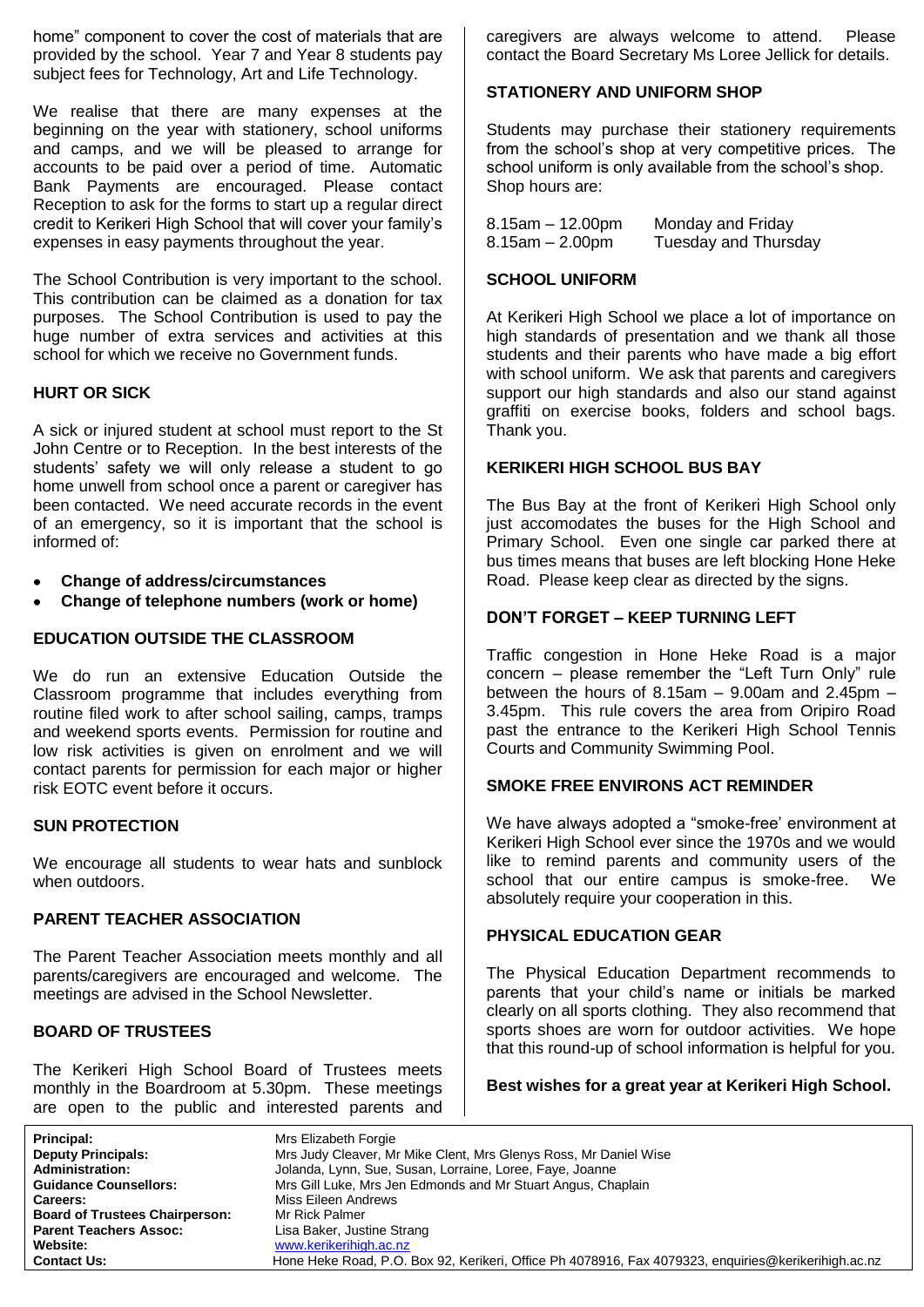home" component to cover the cost of materials that are provided by the school. Year 7 and Year 8 students pay subject fees for Technology, Art and Life Technology.

We realise that there are many expenses at the beginning on the year with stationery, school uniforms and camps, and we will be pleased to arrange for accounts to be paid over a period of time. Automatic Bank Payments are encouraged. Please contact Reception to ask for the forms to start up a regular direct credit to Kerikeri High School that will cover your family's expenses in easy payments throughout the year.

The School Contribution is very important to the school. This contribution can be claimed as a donation for tax purposes. The School Contribution is used to pay the huge number of extra services and activities at this school for which we receive no Government funds.

### HURT OR SICK

A sick or injured student at school must report to the St John Centre or to Reception. In the best interests of the students' safety we will only release a student to go home unwell from school once a parent or caregiver has been contacted. We need accurate records in the event of an emergency, so it is important that the school is informed of:

- **Change of address/circumstances**
- **Change of telephone numbers (work or home)**

### EDUCATION OUTSIDE THE CLASSROOM

We do run an extensive Education Outside the Classroom programme that includes everything from routine filed work to after school sailing, camps, tramps and weekend sports events. Permission for routine and low risk activities is given on enrolment and we will contact parents for permission for each major or higher risk EOTC event before it occurs.

### SUN PROTECTION

We encourage all students to wear hats and sunblock when outdoors.

### PARENT TEACHER ASSOCIATION

The Parent Teacher Association meets monthly and all parents/caregivers are encouraged and welcome. The meetings are advised in the School Newsletter.

### BOARD OF TRUSTEES

The Kerikeri High School Board of Trustees meets monthly in the Boardroom at 5.30pm. These meetings are open to the public and interested parents and caregivers are always welcome to attend. Please contact the Board Secretary Ms Loree Jellick for details.

### STATIONERY AND UNIFORM SHOP

Students may purchase their stationery requirements from the school's shop at very competitive prices. The school uniform is only available from the school's shop. Shop hours are:

| | |
|---|---|
| 8.15am – 12.00pm | Monday and Friday |
| 8.15am – 2.00pm | Tuesday and Thursday |

### SCHOOL UNIFORM

At Kerikeri High School we place a lot of importance on high standards of presentation and we thank all those students and their parents who have made a big effort with school uniform. We ask that parents and caregivers support our high standards and also our stand against graffiti on exercise books, folders and school bags. Thank you.

### KERIKERI HIGH SCHOOL BUS BAY

The Bus Bay at the front of Kerikeri High School only just accomodates the buses for the High School and Primary School. Even one single car parked there at bus times means that buses are left blocking Hone Heke Road. Please keep clear as directed by the signs.

### DON'T FORGET – KEEP TURNING LEFT

Traffic congestion in Hone Heke Road is a major concern – please remember the "Left Turn Only" rule between the hours of 8.15am – 9.00am and 2.45pm – 3.45pm. This rule covers the area from Oripiro Road past the entrance to the Kerikeri High School Tennis Courts and Community Swimming Pool.

### SMOKE FREE ENVIRONS ACT REMINDER

We have always adopted a "smoke-free' environment at Kerikeri High School ever since the 1970s and we would like to remind parents and community users of the school that our entire campus is smoke-free. We absolutely require your cooperation in this.

### PHYSICAL EDUCATION GEAR

The Physical Education Department recommends to parents that your child's name or initials be marked clearly on all sports clothing. They also recommend that sports shoes are worn for outdoor activities. We hope that this round-up of school information is helpful for you.

**Best wishes for a great year at Kerikeri High School.**

| | |
|---|---|
| **Principal:** | Mrs Elizabeth Forgie |
| **Deputy Principals:** | Mrs Judy Cleaver, Mr Mike Clent, Mrs Glenys Ross, Mr Daniel Wise |
| **Administration:** | Jolanda, Lynn, Sue, Susan, Lorraine, Loree, Faye, Joanne |
| **Guidance Counsellors:** | Mrs Gill Luke, Mrs Jen Edmonds and Mr Stuart Angus, Chaplain |
| **Careers:** | Miss Eileen Andrews |
| **Board of Trustees Chairperson:** | Mr Rick Palmer |
| **Parent Teachers Assoc:** | Lisa Baker, Justine Strang |
| **Website:** | www.kerikerihigh.ac.nz |
| **Contact Us:** | Hone Heke Road, P.O. Box 92, Kerikeri, Office Ph 4078916, Fax 4079323, enquiries@kerikerihigh.ac.nz |